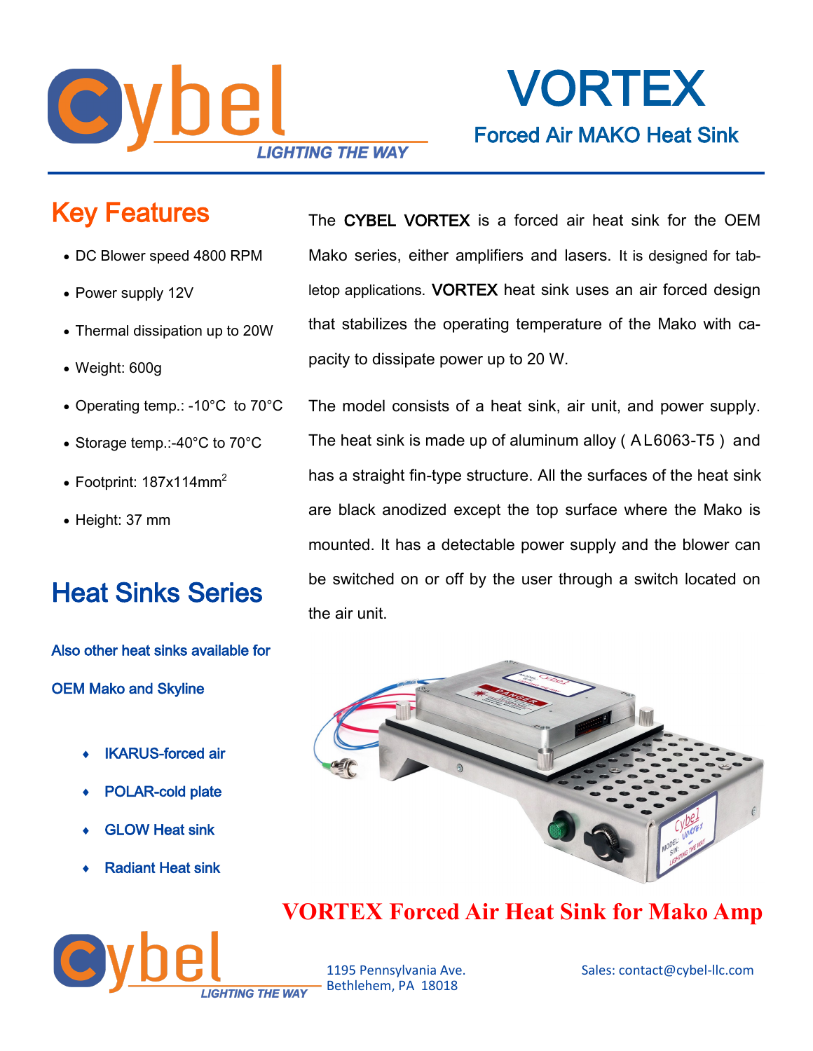# VORTEX

## Forced Air MAKO Heat Sink

## Key Features

- DC Blower speed 4800 RPM
- Power supply 12V
- Thermal dissipation up to 20W
- Weight: 600g
- Operating temp.: -10°C to 70°C
- Storage temp.:-40°C to 70°C
- Footprint: 187x114mm$^2$
- Height: 37 mm

The **CYBEL VORTEX** is a forced air heat sink for the OEM Mako series, either amplifiers and lasers. It is designed for tabletop applications. **VORTEX** heat sink uses an air forced design that stabilizes the operating temperature of the Mako with capacity to dissipate power up to 20 W.

The model consists of a heat sink, air unit, and power supply. The heat sink is made up of aluminum alloy ( AL6063-T5 ) and has a straight fin-type structure. All the surfaces of the heat sink are black anodized except the top surface where the Mako is mounted. It has a detectable power supply and the blower can be switched on or off by the user through a switch located on the air unit.

## Heat Sinks Series

Also other heat sinks available for OEM Mako and Skyline

- IKARUS-forced air
- POLAR-cold plate
- GLOW Heat sink
- Radiant Heat sink

**VORTEX Forced Air Heat Sink for Mako Amp**

1195 Pennsylvania Ave.
Bethlehem, PA 18018

Sales: contact@cybel-llc.com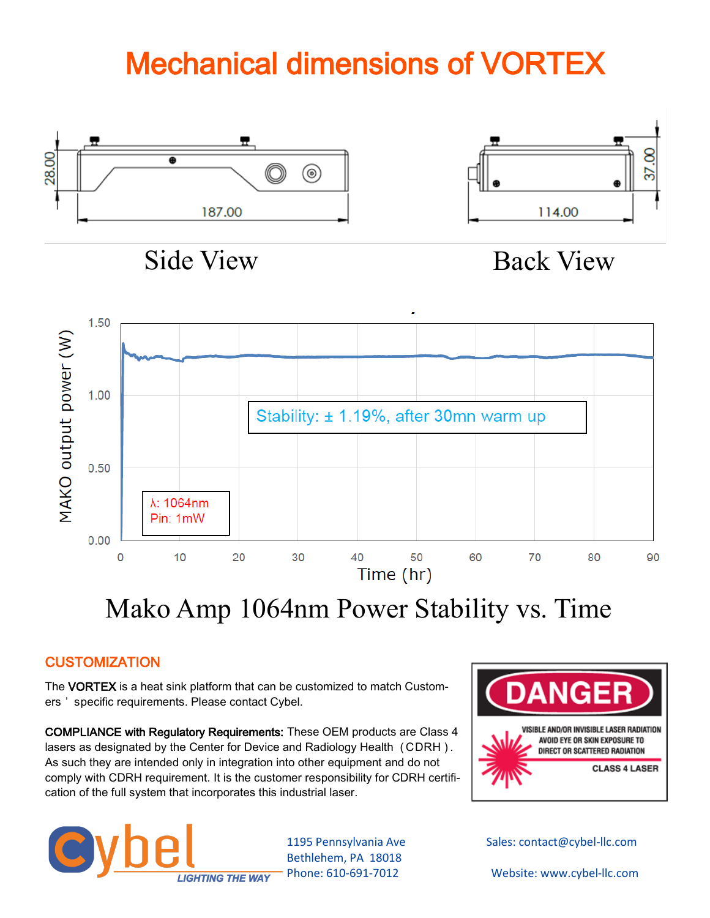# Mechanical dimensions of VORTEX

28.00

187.00

114.00

37.00

Side View

Back View

1.50

1.00

0.50

0.00

MAKO output power (W)

Stability: ± 1.19%, after 30mn warm up

λ: 1064nm
Pin: 1mW

0 10 20 30 40 50 60 70 80 90

Time (hr)

Mako Amp 1064nm Power Stability vs. Time

## CUSTOMIZATION

The **VORTEX** is a heat sink platform that can be customized to match Customers' specific requirements. Please contact Cybel.

**COMPLIANCE with Regulatory Requirements:** These OEM products are Class 4 lasers as designated by the Center for Device and Radiology Health (CDRH). As such they are intended only in integration into other equipment and do not comply with CDRH requirement. It is the customer responsibility for CDRH certification of the full system that incorporates this industrial laser.

DANGER

VISIBLE AND/OR INVISIBLE LASER RADIATION
AVOID EYE OR SKIN EXPOSURE TO
DIRECT OR SCATTERED RADIATION

CLASS 4 LASER

cybel
LIGHTING THE WAY

1195 Pennsylvania Ave
Bethlehem, PA 18018
Phone: 610-691-7012

Sales: contact@cybel-llc.com

Website: www.cybel-llc.com